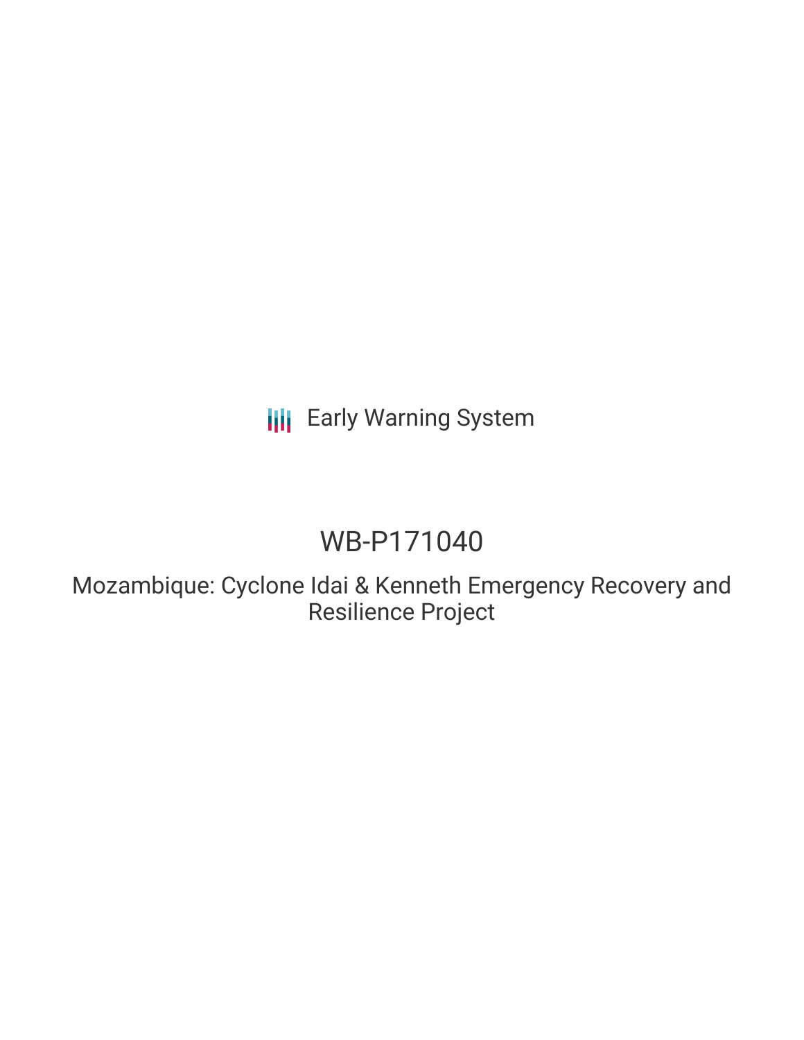Early Warning System

# WB-P171040

## Mozambique: Cyclone Idai & Kenneth Emergency Recovery and Resilience Project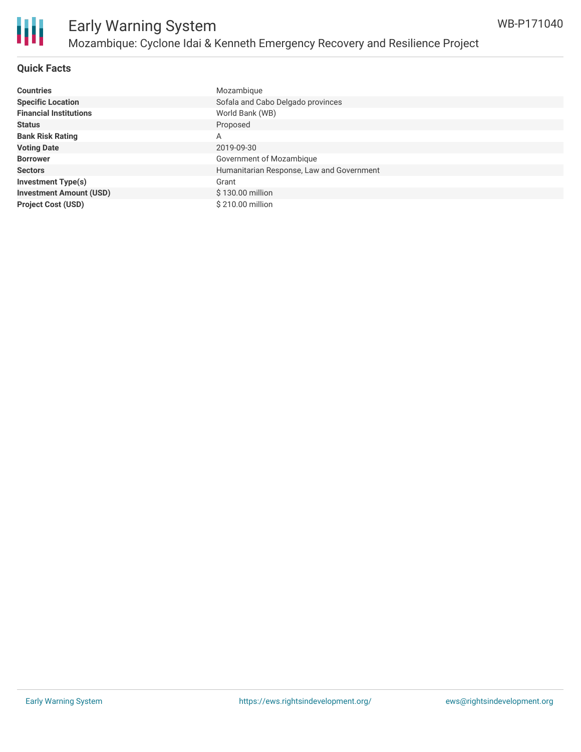# Early Warning System

## Mozambique: Cyclone Idai & Kenneth Emergency Recovery and Resilience Project

WB-P171040

### Quick Facts

| | |
|---|---|
| **Countries** | Mozambique |
| **Specific Location** | Sofala and Cabo Delgado provinces |
| **Financial Institutions** | World Bank (WB) |
| **Status** | Proposed |
| **Bank Risk Rating** | A |
| **Voting Date** | 2019-09-30 |
| **Borrower** | Government of Mozambique |
| **Sectors** | Humanitarian Response, Law and Government |
| **Investment Type(s)** | Grant |
| **Investment Amount (USD)** | $ 130.00 million |
| **Project Cost (USD)** | $ 210.00 million |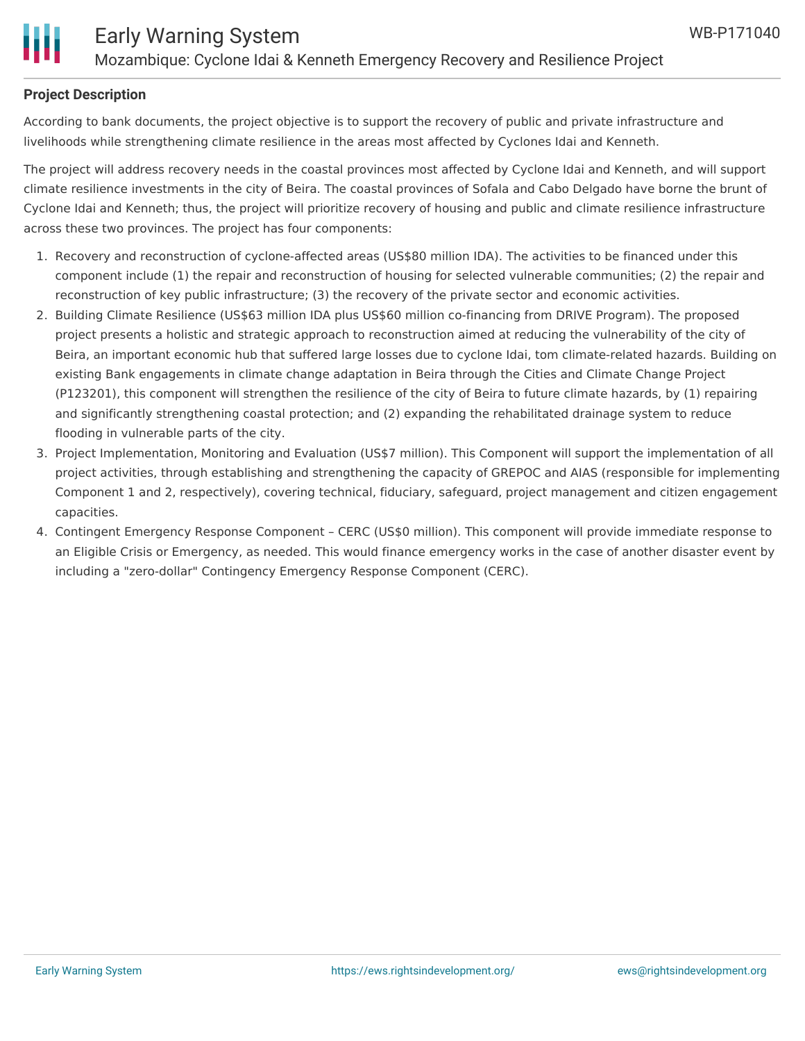## Project Description

According to bank documents, the project objective is to support the recovery of public and private infrastructure and livelihoods while strengthening climate resilience in the areas most affected by Cyclones Idai and Kenneth.

The project will address recovery needs in the coastal provinces most affected by Cyclone Idai and Kenneth, and will support climate resilience investments in the city of Beira. The coastal provinces of Sofala and Cabo Delgado have borne the brunt of Cyclone Idai and Kenneth; thus, the project will prioritize recovery of housing and public and climate resilience infrastructure across these two provinces. The project has four components:

1. Recovery and reconstruction of cyclone-affected areas (US$80 million IDA). The activities to be financed under this component include (1) the repair and reconstruction of housing for selected vulnerable communities; (2) the repair and reconstruction of key public infrastructure; (3) the recovery of the private sector and economic activities.
2. Building Climate Resilience (US$63 million IDA plus US$60 million co-financing from DRIVE Program). The proposed project presents a holistic and strategic approach to reconstruction aimed at reducing the vulnerability of the city of Beira, an important economic hub that suffered large losses due to cyclone Idai, tom climate-related hazards. Building on existing Bank engagements in climate change adaptation in Beira through the Cities and Climate Change Project (P123201), this component will strengthen the resilience of the city of Beira to future climate hazards, by (1) repairing and significantly strengthening coastal protection; and (2) expanding the rehabilitated drainage system to reduce flooding in vulnerable parts of the city.
3. Project Implementation, Monitoring and Evaluation (US$7 million). This Component will support the implementation of all project activities, through establishing and strengthening the capacity of GREPOC and AIAS (responsible for implementing Component 1 and 2, respectively), covering technical, fiduciary, safeguard, project management and citizen engagement capacities.
4. Contingent Emergency Response Component – CERC (US$0 million). This component will provide immediate response to an Eligible Crisis or Emergency, as needed. This would finance emergency works in the case of another disaster event by including a "zero-dollar" Contingency Emergency Response Component (CERC).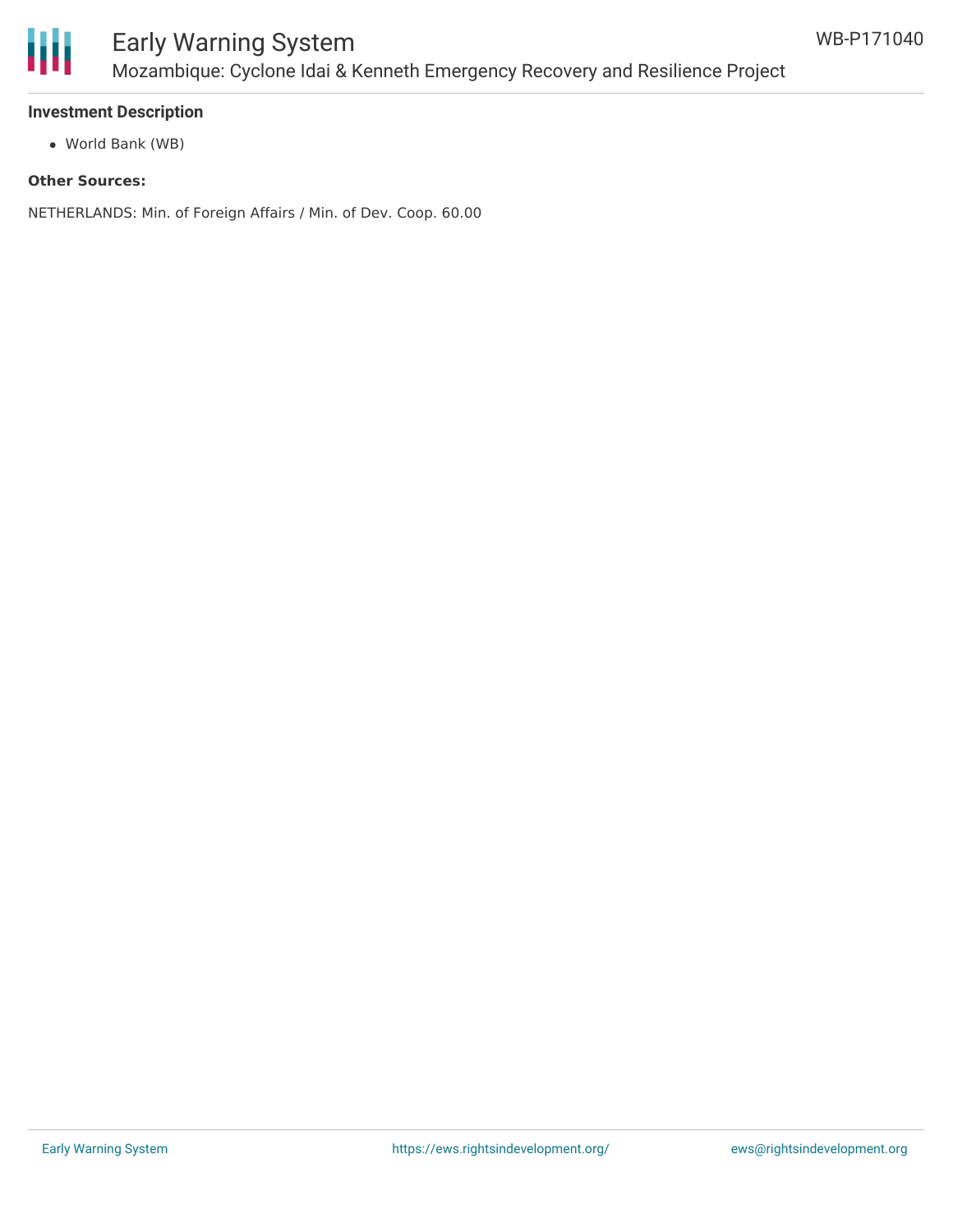### Investment Description

- World Bank (WB)

**Other Sources:**

NETHERLANDS: Min. of Foreign Affairs / Min. of Dev. Coop. 60.00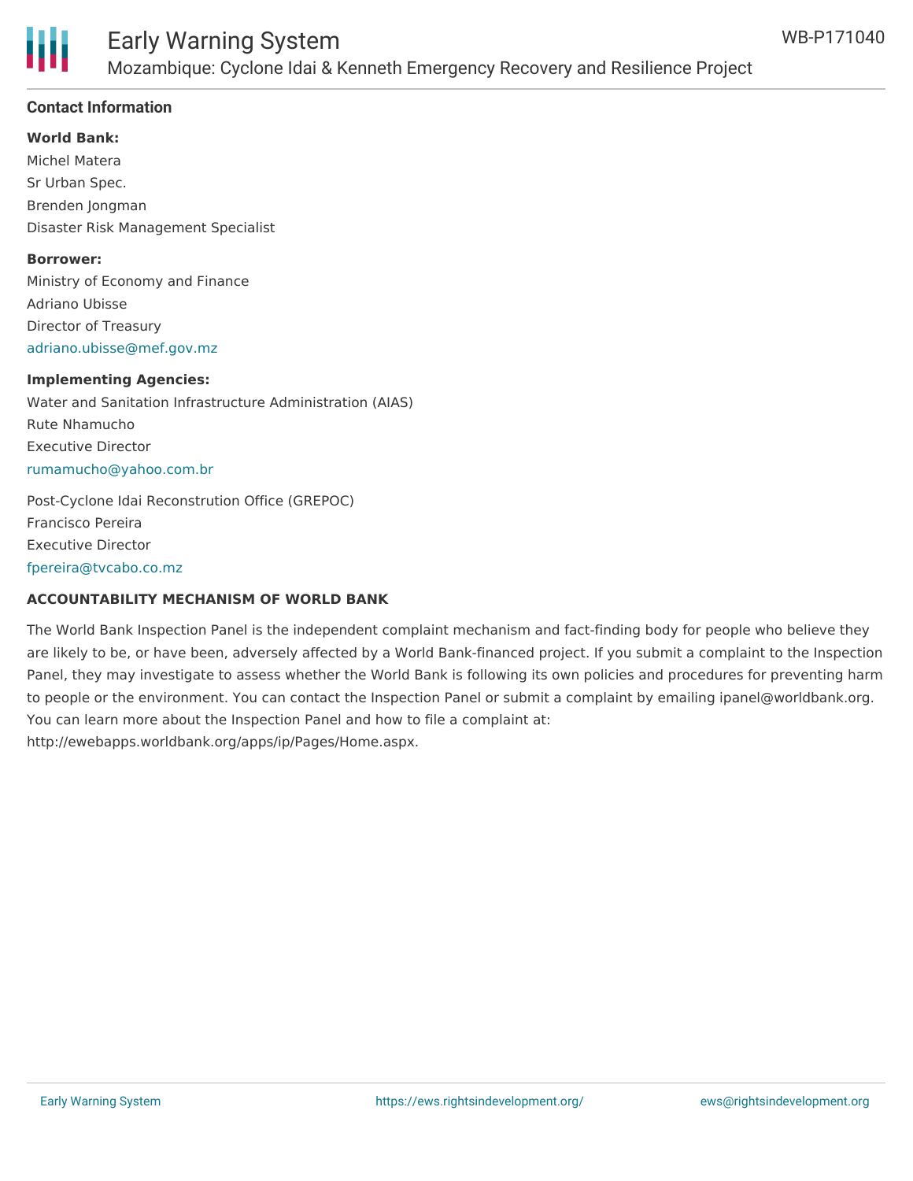## Contact Information

**World Bank:**

Michel Matera
Sr Urban Spec.
Brenden Jongman
Disaster Risk Management Specialist

**Borrower:**

Ministry of Economy and Finance
Adriano Ubisse
Director of Treasury
adriano.ubisse@mef.gov.mz

**Implementing Agencies:**

Water and Sanitation Infrastructure Administration (AIAS)
Rute Nhamucho
Executive Director
rumamucho@yahoo.com.br

Post-Cyclone Idai Reconstrution Office (GREPOC)
Francisco Pereira
Executive Director
fpereira@tvcabo.co.mz

**ACCOUNTABILITY MECHANISM OF WORLD BANK**

The World Bank Inspection Panel is the independent complaint mechanism and fact-finding body for people who believe they are likely to be, or have been, adversely affected by a World Bank-financed project. If you submit a complaint to the Inspection Panel, they may investigate to assess whether the World Bank is following its own policies and procedures for preventing harm to people or the environment. You can contact the Inspection Panel or submit a complaint by emailing ipanel@worldbank.org. You can learn more about the Inspection Panel and how to file a complaint at: http://ewebapps.worldbank.org/apps/ip/Pages/Home.aspx.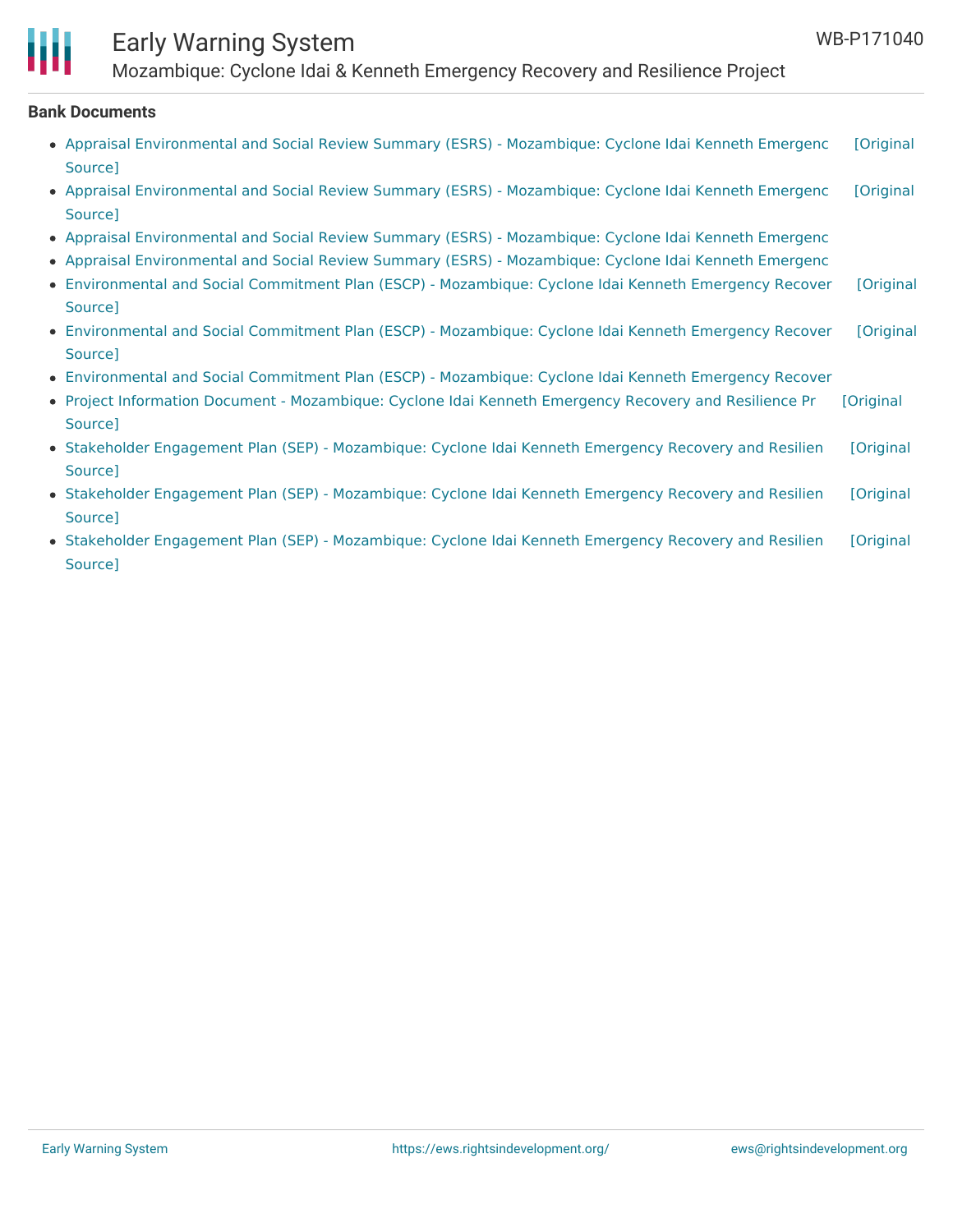**Bank Documents**

- Appraisal Environmental and Social Review Summary (ESRS) - Mozambique: Cyclone Idai Kenneth Emergenc [Original Source]
- Appraisal Environmental and Social Review Summary (ESRS) - Mozambique: Cyclone Idai Kenneth Emergenc [Original Source]
- Appraisal Environmental and Social Review Summary (ESRS) - Mozambique: Cyclone Idai Kenneth Emergenc
- Appraisal Environmental and Social Review Summary (ESRS) - Mozambique: Cyclone Idai Kenneth Emergenc
- Environmental and Social Commitment Plan (ESCP) - Mozambique: Cyclone Idai Kenneth Emergency Recover [Original Source]
- Environmental and Social Commitment Plan (ESCP) - Mozambique: Cyclone Idai Kenneth Emergency Recover [Original Source]
- Environmental and Social Commitment Plan (ESCP) - Mozambique: Cyclone Idai Kenneth Emergency Recover
- Project Information Document - Mozambique: Cyclone Idai Kenneth Emergency Recovery and Resilience Pr [Original Source]
- Stakeholder Engagement Plan (SEP) - Mozambique: Cyclone Idai Kenneth Emergency Recovery and Resilien [Original Source]
- Stakeholder Engagement Plan (SEP) - Mozambique: Cyclone Idai Kenneth Emergency Recovery and Resilien [Original Source]
- Stakeholder Engagement Plan (SEP) - Mozambique: Cyclone Idai Kenneth Emergency Recovery and Resilien [Original Source]